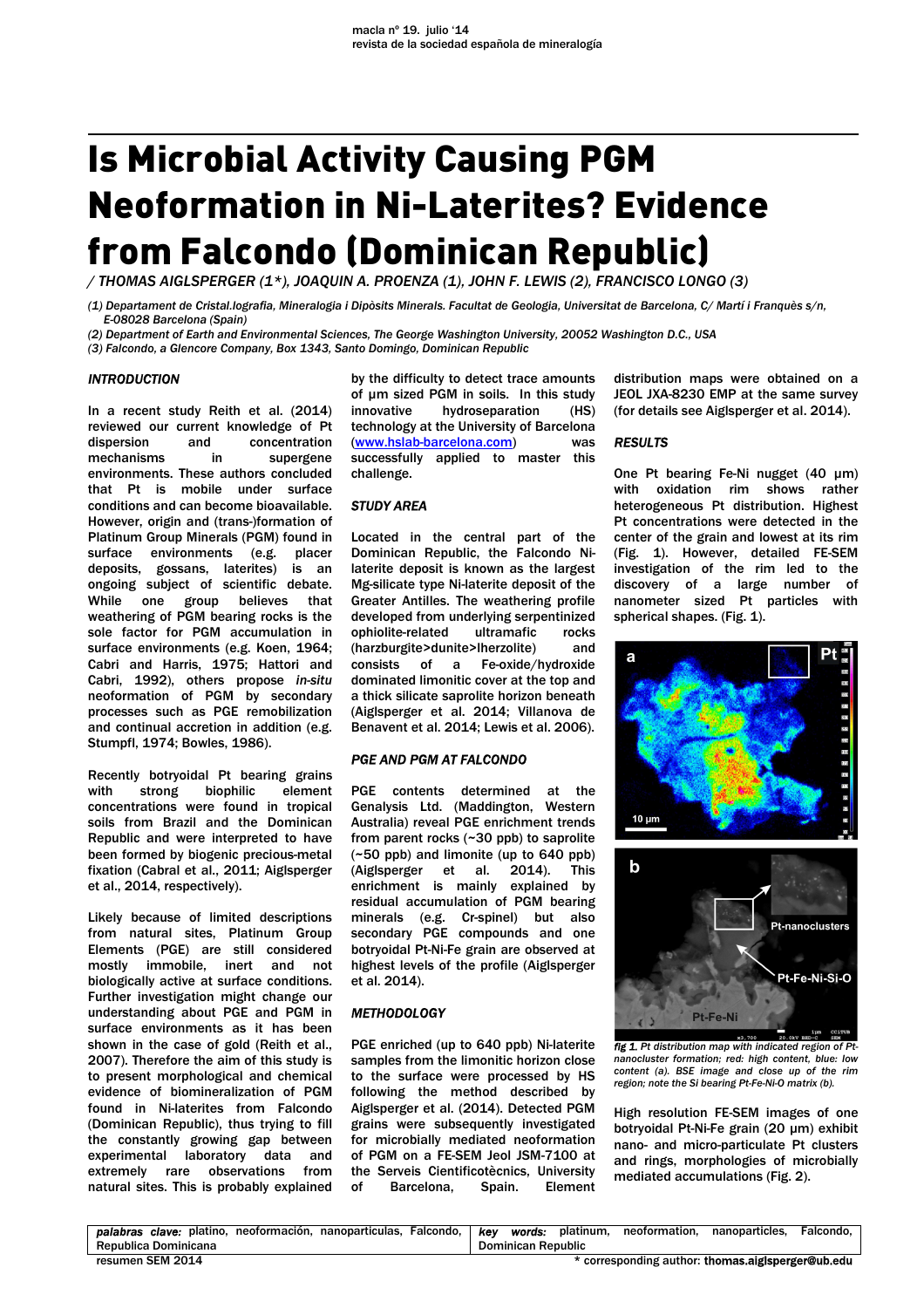# Is Microbial Activity Causing PGM Neoformation in Ni-Laterites? Evidence from Falcondo (Dominican Republic)

*/ THOMAS AIGLSPERGER (1\*), JOAQUIN A. PROENZA (1), JOHN F. LEWIS (2), FRANCISCO LONGO (3)*

*(1) Departament de Cristal.lografia, Mineralogia i Dipòsits Minerals. Facultat de Geologia, Universitat de Barcelona, C/ Martí i Franquès s/n, E-08028 Barcelona (Spain)*

*(2) Department of Earth and Environmental Sciences, The George Washington University, 20052 Washington D.C., USA*

*(3) Falcondo, a Glencore Company, Box 1343, Santo Domingo, Dominican Republic*

### *INTRODUCTION*

In a recent study Reith et al. (2014) reviewed our current knowledge of Pt dispersion and concentration mechanisms in supergene environments. These authors concluded that Pt is mobile under surface conditions and can become bioavailable. However, origin and (trans-)formation of Platinum Group Minerals (PGM) found in surface environments (e.g. placer deposits, gossans, laterites) is an ongoing subject of scientific debate. While one group believes that weathering of PGM bearing rocks is the sole factor for PGM accumulation in surface environments (e.g. Koen, 1964; Cabri and Harris, 1975; Hattori and Cabri, 1992), others propose *in-situ* neoformation of PGM by secondary processes such as PGE remobilization and continual accretion in addition (e.g. Stumpfl, 1974; Bowles, 1986).

Recently botryoidal Pt bearing grains with strong biophilic element concentrations were found in tropical soils from Brazil and the Dominican Republic and were interpreted to have been formed by biogenic precious-metal fixation (Cabral et al., 2011; Aiglsperger et al., 2014, respectively).

Likely because of limited descriptions from natural sites, Platinum Group Elements (PGE) are still considered mostly immobile, inert and not biologically active at surface conditions. Further investigation might change our understanding about PGE and PGM in surface environments as it has been shown in the case of gold (Reith et al., 2007). Therefore the aim of this study is to present morphological and chemical evidence of biomineralization of PGM found in Ni-laterites from Falcondo (Dominican Republic), thus trying to fill the constantly growing gap between experimental laboratory data and extremely rare observations from natural sites. This is probably explained by the difficulty to detect trace amounts of µm sized PGM in soils. In this study innovative hydroseparation (HS) technology at the University of Barcelona (www.hslab-barcelona.com) was successfully applied to master this challenge.

### *STUDY AREA*

Located in the central part of the Dominican Republic, the Falcondo Ni-laterite deposit is known as the largest Mg-silicate type Ni-laterite deposit of the Greater Antilles. The weathering profile developed from underlying serpentinized ophiolite-related ultramafic rocks (harzburgite>dunite>lherzolite) and consists of a Fe-oxide/hydroxide dominated limonitic cover at the top and a thick silicate saprolite horizon beneath (Aiglsperger et al. 2014; Villanova de Benavent et al. 2014; Lewis et al. 2006).

### *PGE AND PGM AT FALCONDO*

PGE contents determined at the Genalysis Ltd. (Maddington, Western Australia) reveal PGE enrichment trends from parent rocks (~30 ppb) to saprolite (~50 ppb) and limonite (up to 640 ppb) (Aiglsperger et al. 2014). This enrichment is mainly explained by residual accumulation of PGM bearing minerals (e.g. Cr-spinel) but also secondary PGE compounds and one botryoidal Pt-Ni-Fe grain are observed at highest levels of the profile (Aiglsperger et al. 2014).

### *METHODOLOGY*

PGE enriched (up to 640 ppb) Ni-laterite samples from the limonitic horizon close to the surface were processed by HS following the method described by Aiglsperger et al. (2014). Detected PGM grains were subsequently investigated for microbially mediated neoformation of PGM on a FE-SEM Jeol JSM-7100 at the Serveis Cientificotècnics, University of Barcelona, Spain. Element distribution maps were obtained on a JEOL JXA-8230 EMP at the same survey (for details see Aiglsperger et al. 2014).

### *RESULTS*

One Pt bearing Fe-Ni nugget (40 µm) with oxidation rim shows rather heterogeneous Pt distribution. Highest Pt concentrations were detected in the center of the grain and lowest at its rim (Fig. 1). However, detailed FE-SEM investigation of the rim led to the discovery of a large number of nanometer sized Pt particles with spherical shapes. (Fig. 1).

*fig 1. Pt distribution map with indicated region of Pt-nanocluster formation; red: high content, blue: low content (a). BSE image and close up of the rim region; note the Si bearing Pt-Fe-Ni-O matrix (b).*

High resolution FE-SEM images of one botryoidal Pt-Ni-Fe grain (20 µm) exhibit nano- and micro-particulate Pt clusters and rings, morphologies of microbially mediated accumulations (Fig. 2).

| *palabras clave:* platino, neoformación, nanoparticulas, Falcondo, Republica Dominicana | *key words:* platinum, neoformation, nanoparticles, Falcondo, Dominican Republic |
| --- | --- |

resumen SEM 2014

\* corresponding author: thomas.aiglsperger@ub.edu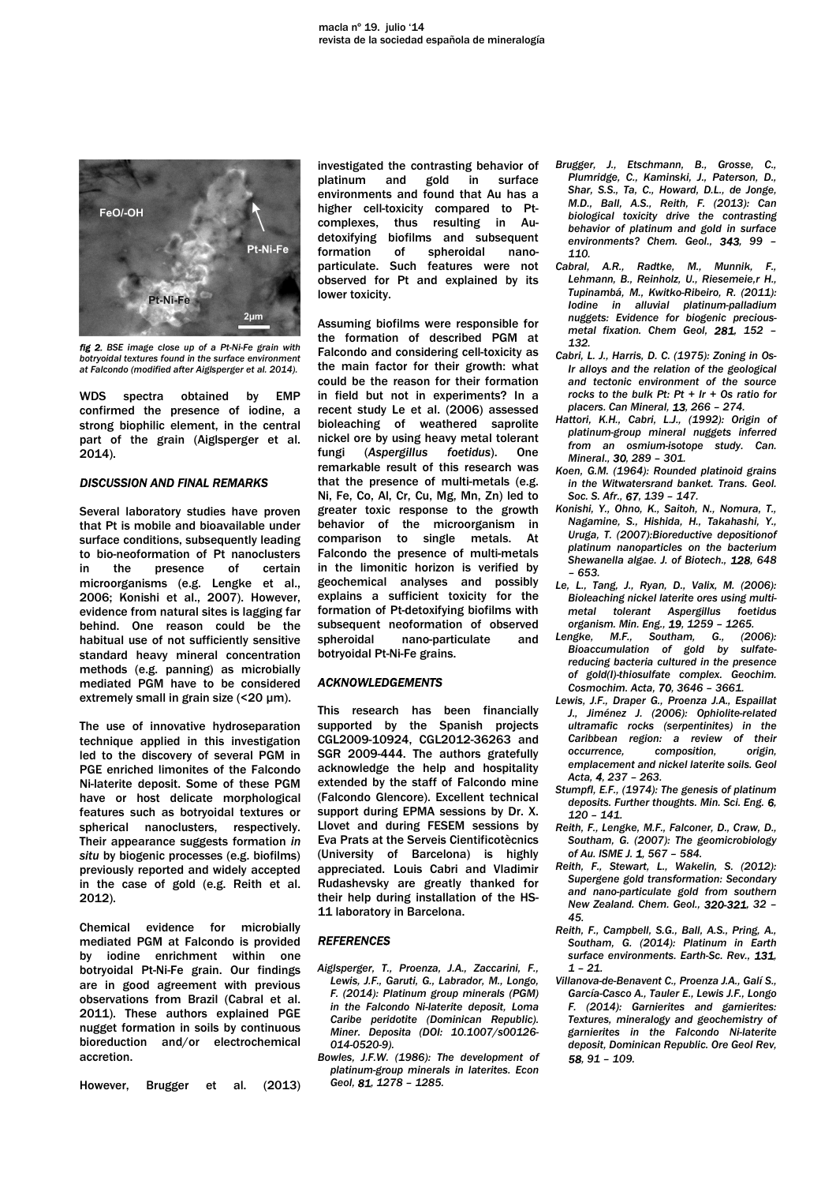FeO/-OH

Pt-Ni-Fe

Pt-Ni-Fe

2µm

*fig 2. BSE image close up of a Pt-Ni-Fe grain with botryoidal textures found in the surface environment at Falcondo (modified after Aiglsperger et al. 2014).*

WDS spectra obtained by EMP confirmed the presence of iodine, a strong biophilic element, in the central part of the grain (Aiglsperger et al. 2014).

## DISCUSSION AND FINAL REMARKS

Several laboratory studies have proven that Pt is mobile and bioavailable under surface conditions, subsequently leading to bio-neoformation of Pt nanoclusters in the presence of certain microorganisms (e.g. Lengke et al., 2006; Konishi et al., 2007). However, evidence from natural sites is lagging far behind. One reason could be the habitual use of not sufficiently sensitive standard heavy mineral concentration methods (e.g. panning) as microbially mediated PGM have to be considered extremely small in grain size (<20 µm).

The use of innovative hydroseparation technique applied in this investigation led to the discovery of several PGM in PGE enriched limonites of the Falcondo Ni-laterite deposit. Some of these PGM have or host delicate morphological features such as botryoidal textures or spherical nanoclusters, respectively. Their appearance suggests formation *in situ* by biogenic processes (e.g. biofilms) previously reported and widely accepted in the case of gold (e.g. Reith et al. 2012).

Chemical evidence for microbially mediated PGM at Falcondo is provided by iodine enrichment within one botryoidal Pt-Ni-Fe grain. Our findings are in good agreement with previous observations from Brazil (Cabral et al. 2011). These authors explained PGE nugget formation in soils by continuous bioreduction and/or electrochemical accretion.

However, Brugger et al. (2013) investigated the contrasting behavior of platinum and gold in surface environments and found that Au has a higher cell-toxicity compared to Pt-complexes, thus resulting in Au-detoxifying biofilms and subsequent formation of spheroidal nano-particulate. Such features were not observed for Pt and explained by its lower toxicity.

Assuming biofilms were responsible for the formation of described PGM at Falcondo and considering cell-toxicity as the main factor for their growth: what could be the reason for their formation in field but not in experiments? In a recent study Le et al. (2006) assessed bioleaching of weathered saprolite nickel ore by using heavy metal tolerant fungi (*Aspergillus foetidus*). One remarkable result of this research was that the presence of multi-metals (e.g. Ni, Fe, Co, Al, Cr, Cu, Mg, Mn, Zn) led to greater toxic response to the growth behavior of the microorganism in comparison to single metals. At Falcondo the presence of multi-metals in the limonitic horizon is verified by geochemical analyses and possibly explains a sufficient toxicity for the formation of Pt-detoxifying biofilms with subsequent neoformation of observed spheroidal nano-particulate and botryoidal Pt-Ni-Fe grains.

## ACKNOWLEDGEMENTS

This research has been financially supported by the Spanish projects CGL2009-10924, CGL2012-36263 and SGR 2009-444. The authors gratefully acknowledge the help and hospitality extended by the staff of Falcondo mine (Falcondo Glencore). Excellent technical support during EPMA sessions by Dr. X. Llovet and during FESEM sessions by Eva Prats at the Serveis Cientificotècnics (University of Barcelona) is highly appreciated. Louis Cabri and Vladimir Rudashevsky are greatly thanked for their help during installation of the HS-11 laboratory in Barcelona.

## REFERENCES

*Aiglsperger, T., Proenza, J.A., Zaccarini, F., Lewis, J.F., Garuti, G., Labrador, M., Longo, F. (2014): Platinum group minerals (PGM) in the Falcondo Ni-laterite deposit, Loma Caribe peridotite (Dominican Republic). Miner. Deposita (DOI: 10.1007/s00126-014-0520-9).*

*Bowles, J.F.W. (1986): The development of platinum-group minerals in laterites. Econ Geol, **81**, 1278 – 1285.*

*Brugger, J., Etschmann, B., Grosse, C., Plumridge, C., Kaminski, J., Paterson, D., Shar, S.S., Ta, C., Howard, D.L., de Jonge, M.D., Ball, A.S., Reith, F. (2013): Can biological toxicity drive the contrasting behavior of platinum and gold in surface environments? Chem. Geol., **343**, 99 – 110.*

*Cabral, A.R., Radtke, M., Munnik, F., Lehmann, B., Reinholz, U., Riesemeie,r H., Tupinambá, M., Kwitko-Ribeiro, R. (2011): Iodine in alluvial platinum-palladium nuggets: Evidence for biogenic precious-metal fixation. Chem Geol, **281**, 152 – 132.*

*Cabri, L. J., Harris, D. C. (1975): Zoning in Os-Ir alloys and the relation of the geological and tectonic environment of the source rocks to the bulk Pt: Pt + Ir + Os ratio for placers. Can Mineral, **13**, 266 – 274.*

*Hattori, K.H., Cabri, L.J., (1992): Origin of platinum-group mineral nuggets inferred from an osmium-isotope study. Can. Mineral., **30**, 289 – 301.*

*Koen, G.M. (1964): Rounded platinoid grains in the Witwatersrand banket. Trans. Geol. Soc. S. Afr., **67**, 139 – 147.*

*Konishi, Y., Ohno, K., Saitoh, N., Nomura, T., Nagamine, S., Hishida, H., Takahashi, Y., Uruga, T. (2007):Bioreductive depositionof platinum nanoparticles on the bacterium Shewanella algae. J. of Biotech., **128**, 648 – 653.*

*Le, L., Tang, J., Ryan, D., Valix, M. (2006): Bioleaching nickel laterite ores using multi-metal tolerant Aspergillus foetidus organism. Min. Eng., **19**, 1259 – 1265.*

*Lengke, M.F., Southam, G., (2006): Bioaccumulation of gold by sulfate-reducing bacteria cultured in the presence of gold(I)-thiosulfate complex. Geochim. Cosmochim. Acta, **70**, 3646 – 3661.*

*Lewis, J.F., Draper G., Proenza J.A., Espaillat J., Jiménez J. (2006): Ophiolite-related ultramafic rocks (serpentinites) in the Caribbean region: a review of their occurrence, composition, origin, emplacement and nickel laterite soils. Geol Acta, **4**, 237 – 263.*

*Stumpfl, E.F., (1974): The genesis of platinum deposits. Further thoughts. Min. Sci. Eng. **6**, 120 – 141.*

*Reith, F., Lengke, M.F., Falconer, D., Craw, D., Southam, G. (2007): The geomicrobiology of Au. ISME J. **1**, 567 – 584.*

*Reith, F., Stewart, L., Wakelin, S. (2012): Supergene gold transformation: Secondary and nano-particulate gold from southern New Zealand. Chem. Geol., **320-321**, 32 – 45.*

*Reith, F., Campbell, S.G., Ball, A.S., Pring, A., Southam, G. (2014): Platinum in Earth surface environments. Earth-Sc. Rev., **131**, 1 – 21.*

*Villanova-de-Benavent C., Proenza J.A., Galí S., García-Casco A., Tauler E., Lewis J.F., Longo F. (2014): Garnierites and garnierites: Textures, mineralogy and geochemistry of garnierites in the Falcondo Ni-laterite deposit, Dominican Republic. Ore Geol Rev, **58**, 91 – 109.*